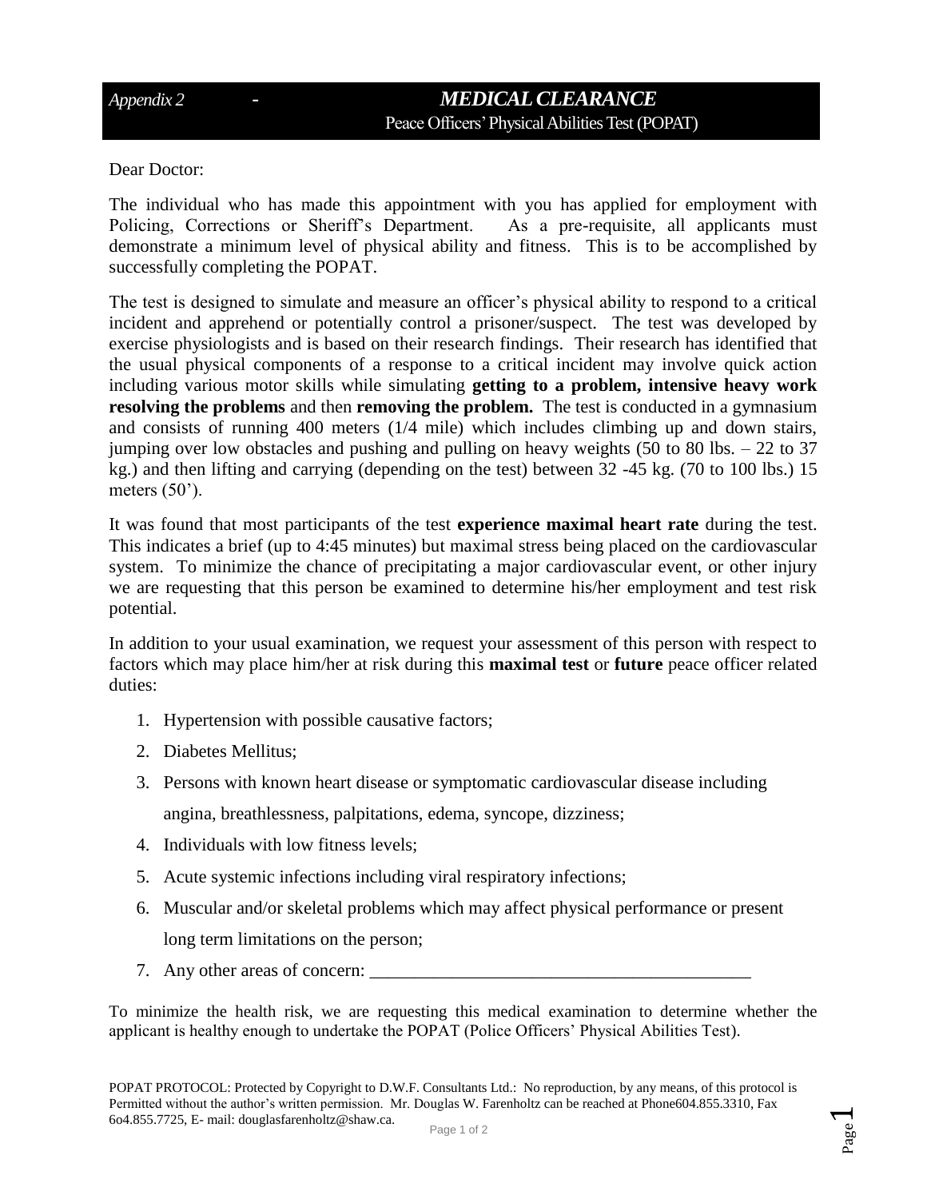*Appendix 2* - ***MEDICAL CLEARANCE***

Peace Officers' Physical Abilities Test (POPAT)

Dear Doctor:

The individual who has made this appointment with you has applied for employment with Policing, Corrections or Sheriff's Department. As a pre-requisite, all applicants must demonstrate a minimum level of physical ability and fitness. This is to be accomplished by successfully completing the POPAT.

The test is designed to simulate and measure an officer's physical ability to respond to a critical incident and apprehend or potentially control a prisoner/suspect. The test was developed by exercise physiologists and is based on their research findings. Their research has identified that the usual physical components of a response to a critical incident may involve quick action including various motor skills while simulating **getting to a problem, intensive heavy work resolving the problems** and then **removing the problem.** The test is conducted in a gymnasium and consists of running 400 meters (1/4 mile) which includes climbing up and down stairs, jumping over low obstacles and pushing and pulling on heavy weights (50 to 80 lbs. – 22 to 37 kg.) and then lifting and carrying (depending on the test) between 32 -45 kg. (70 to 100 lbs.) 15 meters (50').

It was found that most participants of the test **experience maximal heart rate** during the test. This indicates a brief (up to 4:45 minutes) but maximal stress being placed on the cardiovascular system. To minimize the chance of precipitating a major cardiovascular event, or other injury we are requesting that this person be examined to determine his/her employment and test risk potential.

In addition to your usual examination, we request your assessment of this person with respect to factors which may place him/her at risk during this **maximal test** or **future** peace officer related duties:

1. Hypertension with possible causative factors;
2. Diabetes Mellitus;
3. Persons with known heart disease or symptomatic cardiovascular disease including angina, breathlessness, palpitations, edema, syncope, dizziness;
4. Individuals with low fitness levels;
5. Acute systemic infections including viral respiratory infections;
6. Muscular and/or skeletal problems which may affect physical performance or present long term limitations on the person;
7. Any other areas of concern: ___________________________________________

To minimize the health risk, we are requesting this medical examination to determine whether the applicant is healthy enough to undertake the POPAT (Police Officers' Physical Abilities Test).

POPAT PROTOCOL: Protected by Copyright to D.W.F. Consultants Ltd.: No reproduction, by any means, of this protocol is Permitted without the author's written permission. Mr. Douglas W. Farenholtz can be reached at Phone604.855.3310, Fax 6o4.855.7725, E- mail: douglasfarenholtz@shaw.ca.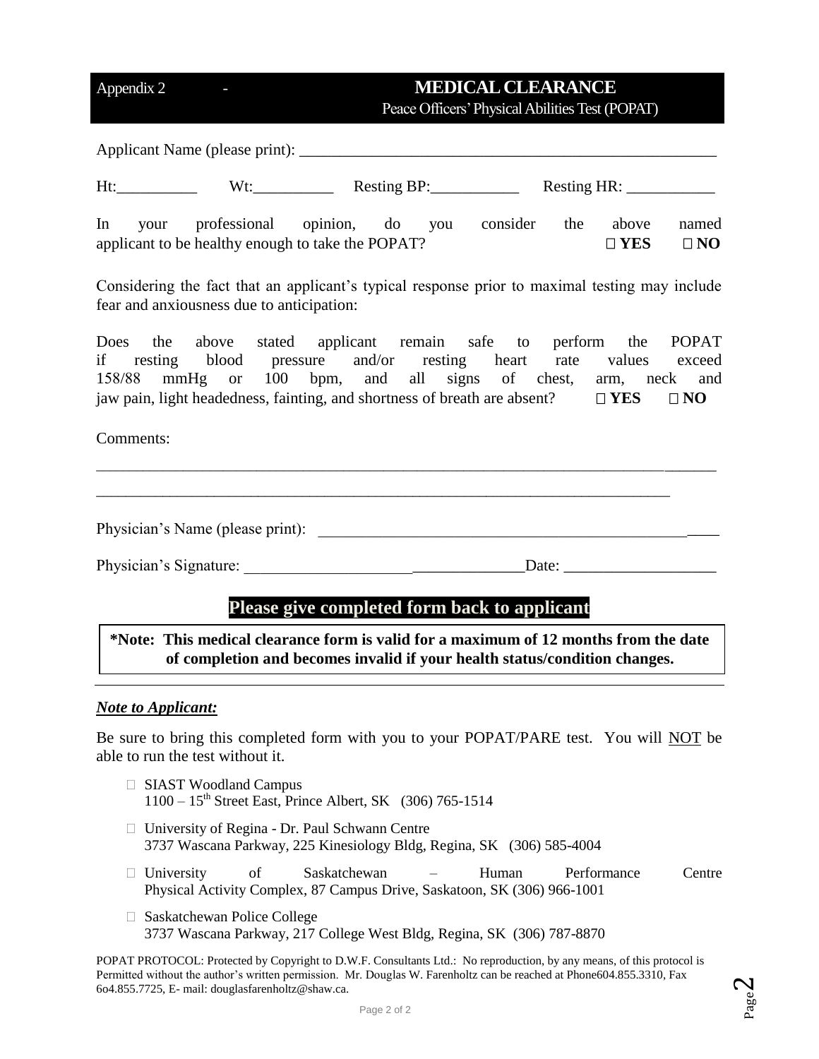Appendix 2 - **MEDICAL CLEARANCE**

Peace Officers' Physical Abilities Test (POPAT)

Applicant Name (please print): ____________________________________________________

Ht:__________ Wt:__________ Resting BP:___________ Resting HR: ___________

In your professional opinion, do you consider the above named applicant to be healthy enough to take the POPAT? □ **YES** □ **NO**

Considering the fact that an applicant's typical response prior to maximal testing may include fear and anxiousness due to anticipation:

Does the above stated applicant remain safe to perform the POPAT if resting blood pressure and/or resting heart rate values exceed 158/88 mmHg or 100 bpm, and all signs of chest, arm, neck and jaw pain, light headedness, fainting, and shortness of breath are absent? □ **YES** □ **NO**

Comments:

______________________________________________________________________________

______________________________________________________________________________

Physician's Name (please print): ____________________________________________________

Physician's Signature: ___________________________________Date: ___________________

**Please give completed form back to applicant**

**\*Note: This medical clearance form is valid for a maximum of 12 months from the date of completion and becomes invalid if your health status/condition changes.**

***Note to Applicant:***

Be sure to bring this completed form with you to your POPAT/PARE test. You will NOT be able to run the test without it.

- SIAST Woodland Campus
  1100 – 15th Street East, Prince Albert, SK (306) 765-1514
- University of Regina - Dr. Paul Schwann Centre
  3737 Wascana Parkway, 225 Kinesiology Bldg, Regina, SK (306) 585-4004
- University of Saskatchewan – Human Performance Centre
  Physical Activity Complex, 87 Campus Drive, Saskatoon, SK (306) 966-1001
- Saskatchewan Police College
  3737 Wascana Parkway, 217 College West Bldg, Regina, SK (306) 787-8870

POPAT PROTOCOL: Protected by Copyright to D.W.F. Consultants Ltd.: No reproduction, by any means, of this protocol is Permitted without the author's written permission. Mr. Douglas W. Farenholtz can be reached at Phone604.855.3310, Fax 6o4.855.7725, E- mail: douglasfarenholtz@shaw.ca.